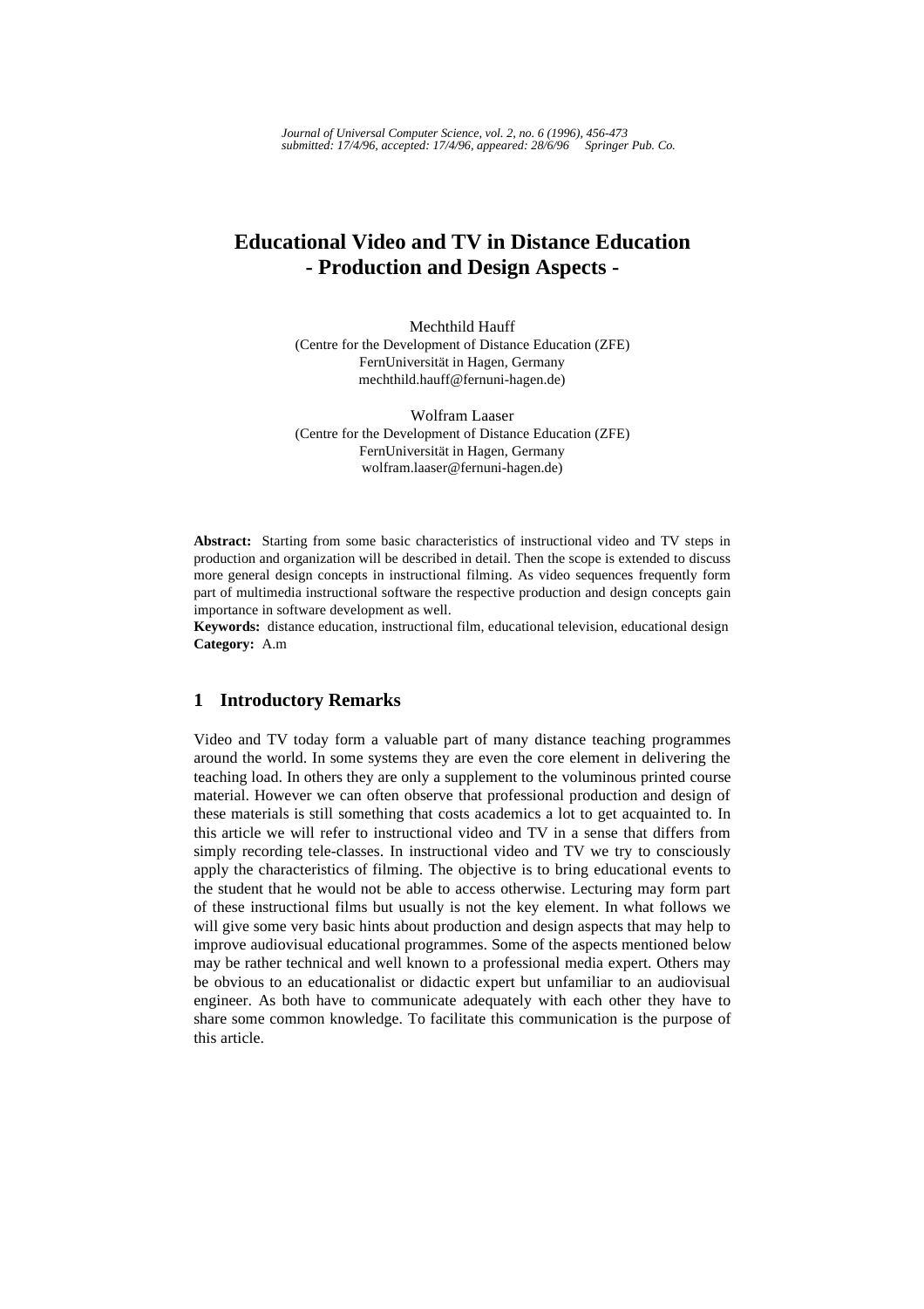# Educational Video and TV in Distance Education
# - Production and Design Aspects -

Mechthild Hauff
(Centre for the Development of Distance Education (ZFE)
FernUniversität in Hagen, Germany
mechthild.hauff@fernuni-hagen.de)

Wolfram Laaser
(Centre for the Development of Distance Education (ZFE)
FernUniversität in Hagen, Germany
wolfram.laaser@fernuni-hagen.de)

**Abstract:** Starting from some basic characteristics of instructional video and TV steps in production and organization will be described in detail. Then the scope is extended to discuss more general design concepts in instructional filming. As video sequences frequently form part of multimedia instructional software the respective production and design concepts gain importance in software development as well.

**Keywords:** distance education, instructional film, educational television, educational design

**Category:** A.m

## 1 Introductory Remarks

Video and TV today form a valuable part of many distance teaching programmes around the world. In some systems they are even the core element in delivering the teaching load. In others they are only a supplement to the voluminous printed course material. However we can often observe that professional production and design of these materials is still something that costs academics a lot to get acquainted to. In this article we will refer to instructional video and TV in a sense that differs from simply recording tele-classes. In instructional video and TV we try to consciously apply the characteristics of filming. The objective is to bring educational events to the student that he would not be able to access otherwise. Lecturing may form part of these instructional films but usually is not the key element. In what follows we will give some very basic hints about production and design aspects that may help to improve audiovisual educational programmes. Some of the aspects mentioned below may be rather technical and well known to a professional media expert. Others may be obvious to an educationalist or didactic expert but unfamiliar to an audiovisual engineer. As both have to communicate adequately with each other they have to share some common knowledge. To facilitate this communication is the purpose of this article.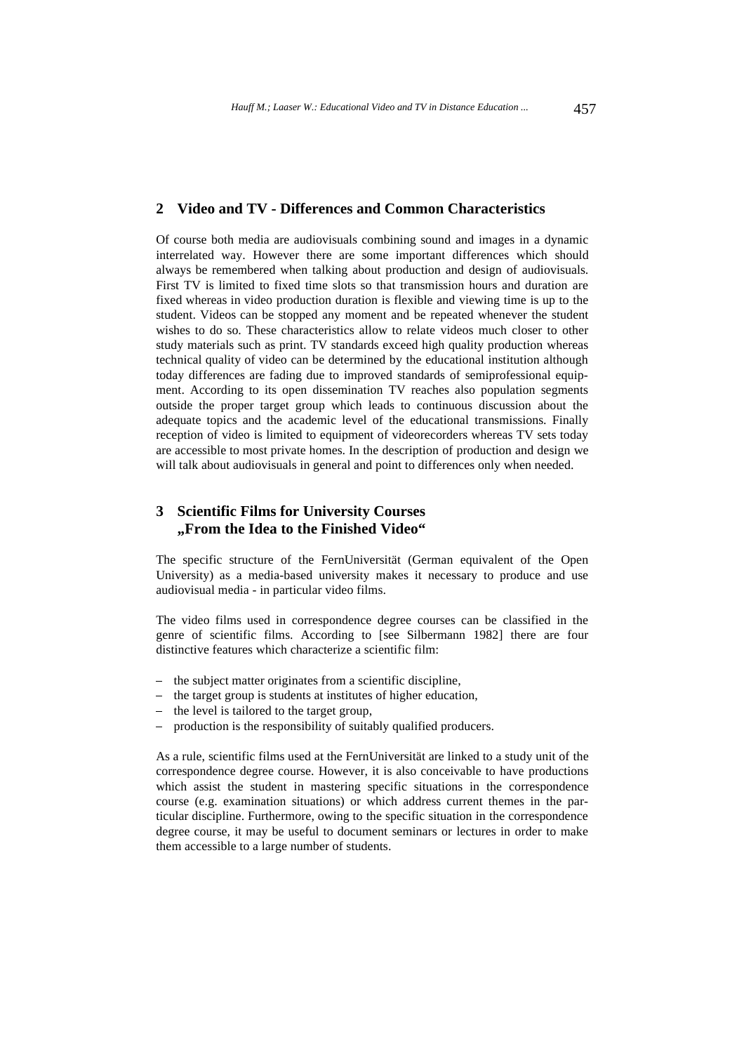## 2 Video and TV - Differences and Common Characteristics

Of course both media are audiovisuals combining sound and images in a dynamic interrelated way. However there are some important differences which should always be remembered when talking about production and design of audiovisuals. First TV is limited to fixed time slots so that transmission hours and duration are fixed whereas in video production duration is flexible and viewing time is up to the student. Videos can be stopped any moment and be repeated whenever the student wishes to do so. These characteristics allow to relate videos much closer to other study materials such as print. TV standards exceed high quality production whereas technical quality of video can be determined by the educational institution although today differences are fading due to improved standards of semiprofessional equipment. According to its open dissemination TV reaches also population segments outside the proper target group which leads to continuous discussion about the adequate topics and the academic level of the educational transmissions. Finally reception of video is limited to equipment of videorecorders whereas TV sets today are accessible to most private homes. In the description of production and design we will talk about audiovisuals in general and point to differences only when needed.

## 3 Scientific Films for University Courses „From the Idea to the Finished Video“

The specific structure of the FernUniversität (German equivalent of the Open University) as a media-based university makes it necessary to produce and use audiovisual media - in particular video films.

The video films used in correspondence degree courses can be classified in the genre of scientific films. According to [see Silbermann 1982] there are four distinctive features which characterize a scientific film:

- the subject matter originates from a scientific discipline,
- the target group is students at institutes of higher education,
- the level is tailored to the target group,
- production is the responsibility of suitably qualified producers.

As a rule, scientific films used at the FernUniversität are linked to a study unit of the correspondence degree course. However, it is also conceivable to have productions which assist the student in mastering specific situations in the correspondence course (e.g. examination situations) or which address current themes in the particular discipline. Furthermore, owing to the specific situation in the correspondence degree course, it may be useful to document seminars or lectures in order to make them accessible to a large number of students.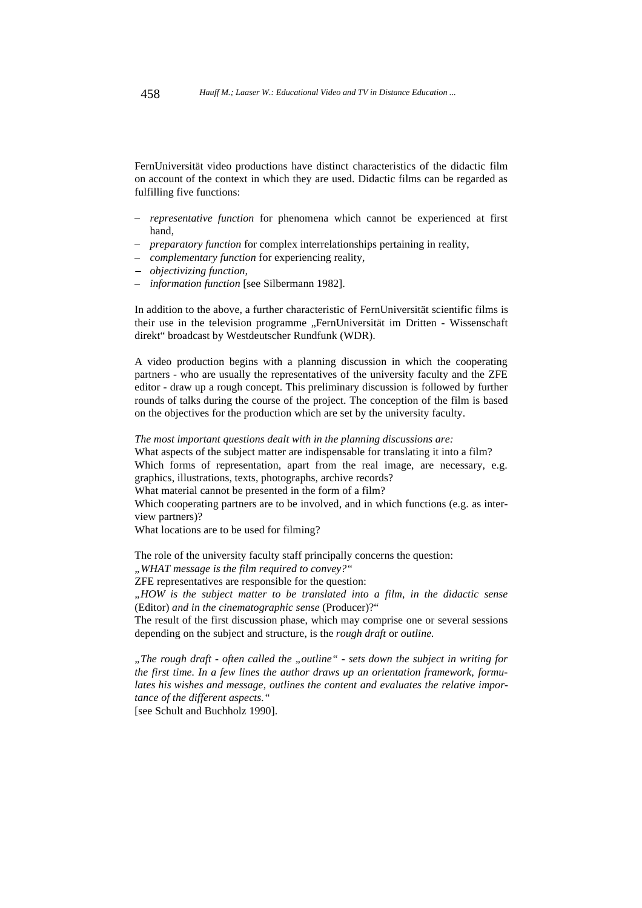FernUniversität video productions have distinct characteristics of the didactic film on account of the context in which they are used. Didactic films can be regarded as fulfilling five functions:

- *representative function* for phenomena which cannot be experienced at first hand,
- *preparatory function* for complex interrelationships pertaining in reality,
- *complementary function* for experiencing reality,
- *objectivizing function,*
- *information function* [see Silbermann 1982].

In addition to the above, a further characteristic of FernUniversität scientific films is their use in the television programme „FernUniversität im Dritten - Wissenschaft direkt“ broadcast by Westdeutscher Rundfunk (WDR).

A video production begins with a planning discussion in which the cooperating partners - who are usually the representatives of the university faculty and the ZFE editor - draw up a rough concept. This preliminary discussion is followed by further rounds of talks during the course of the project. The conception of the film is based on the objectives for the production which are set by the university faculty.

*The most important questions dealt with in the planning discussions are:*
What aspects of the subject matter are indispensable for translating it into a film?
Which forms of representation, apart from the real image, are necessary, e.g. graphics, illustrations, texts, photographs, archive records?
What material cannot be presented in the form of a film?
Which cooperating partners are to be involved, and in which functions (e.g. as interview partners)?
What locations are to be used for filming?

The role of the university faculty staff principally concerns the question:
*„WHAT message is the film required to convey?“*
ZFE representatives are responsible for the question:
*„HOW is the subject matter to be translated into a film, in the didactic sense* (Editor) *and in the cinematographic sense* (Producer)?“
The result of the first discussion phase, which may comprise one or several sessions depending on the subject and structure, is the *rough draft* or *outline.*

*„The rough draft - often called the „outline“ - sets down the subject in writing for the first time. In a few lines the author draws up an orientation framework, formulates his wishes and message, outlines the content and evaluates the relative importance of the different aspects.“*
[see Schult and Buchholz 1990].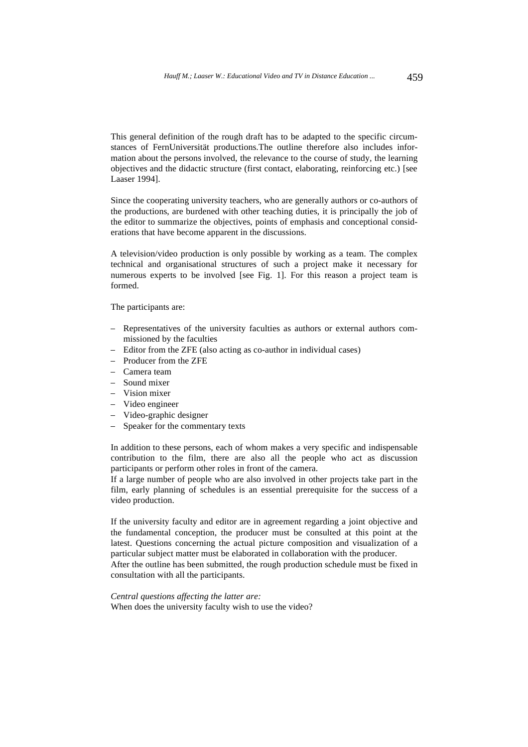This general definition of the rough draft has to be adapted to the specific circumstances of FernUniversität productions.The outline therefore also includes information about the persons involved, the relevance to the course of study, the learning objectives and the didactic structure (first contact, elaborating, reinforcing etc.) [see Laaser 1994].

Since the cooperating university teachers, who are generally authors or co-authors of the productions, are burdened with other teaching duties, it is principally the job of the editor to summarize the objectives, points of emphasis and conceptional considerations that have become apparent in the discussions.

A television/video production is only possible by working as a team. The complex technical and organisational structures of such a project make it necessary for numerous experts to be involved [see Fig. 1]. For this reason a project team is formed.

The participants are:

- Representatives of the university faculties as authors or external authors commissioned by the faculties
- Editor from the ZFE (also acting as co-author in individual cases)
- Producer from the ZFE
- Camera team
- Sound mixer
- Vision mixer
- Video engineer
- Video-graphic designer
- Speaker for the commentary texts

In addition to these persons, each of whom makes a very specific and indispensable contribution to the film, there are also all the people who act as discussion participants or perform other roles in front of the camera.
If a large number of people who are also involved in other projects take part in the film, early planning of schedules is an essential prerequisite for the success of a video production.

If the university faculty and editor are in agreement regarding a joint objective and the fundamental conception, the producer must be consulted at this point at the latest. Questions concerning the actual picture composition and visualization of a particular subject matter must be elaborated in collaboration with the producer.
After the outline has been submitted, the rough production schedule must be fixed in consultation with all the participants.

*Central questions affecting the latter are:*
When does the university faculty wish to use the video?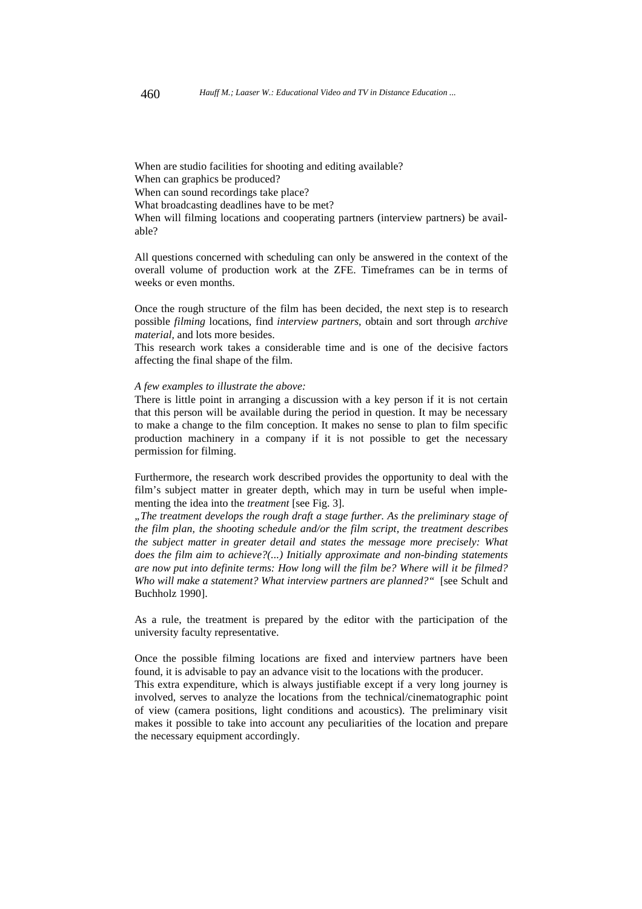When are studio facilities for shooting and editing available?
When can graphics be produced?
When can sound recordings take place?
What broadcasting deadlines have to be met?
When will filming locations and cooperating partners (interview partners) be available?

All questions concerned with scheduling can only be answered in the context of the overall volume of production work at the ZFE. Timeframes can be in terms of weeks or even months.

Once the rough structure of the film has been decided, the next step is to research possible *filming* locations, find *interview partners,* obtain and sort through *archive material,* and lots more besides.
This research work takes a considerable time and is one of the decisive factors affecting the final shape of the film.

*A few examples to illustrate the above:*
There is little point in arranging a discussion with a key person if it is not certain that this person will be available during the period in question. It may be necessary to make a change to the film conception. It makes no sense to plan to film specific production machinery in a company if it is not possible to get the necessary permission for filming.

Furthermore, the research work described provides the opportunity to deal with the film's subject matter in greater depth, which may in turn be useful when implementing the idea into the *treatment* [see Fig. 3].
*„The treatment develops the rough draft a stage further. As the preliminary stage of the film plan, the shooting schedule and/or the film script, the treatment describes the subject matter in greater detail and states the message more precisely: What does the film aim to achieve?(...) Initially approximate and non-binding statements are now put into definite terms: How long will the film be? Where will it be filmed? Who will make a statement? What interview partners are planned?"* [see Schult and Buchholz 1990].

As a rule, the treatment is prepared by the editor with the participation of the university faculty representative.

Once the possible filming locations are fixed and interview partners have been found, it is advisable to pay an advance visit to the locations with the producer.
This extra expenditure, which is always justifiable except if a very long journey is involved, serves to analyze the locations from the technical/cinematographic point of view (camera positions, light conditions and acoustics). The preliminary visit makes it possible to take into account any peculiarities of the location and prepare the necessary equipment accordingly.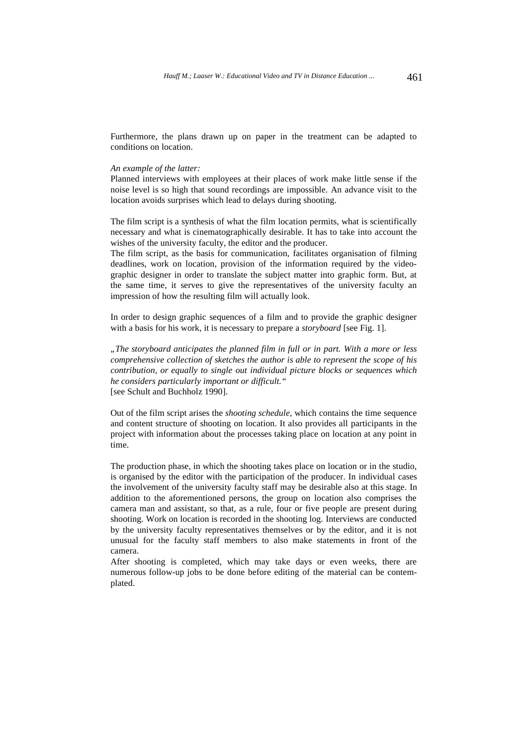Furthermore, the plans drawn up on paper in the treatment can be adapted to conditions on location.

*An example of the latter:*
Planned interviews with employees at their places of work make little sense if the noise level is so high that sound recordings are impossible. An advance visit to the location avoids surprises which lead to delays during shooting.

The film script is a synthesis of what the film location permits, what is scientifically necessary and what is cinematographically desirable. It has to take into account the wishes of the university faculty, the editor and the producer.
The film script, as the basis for communication, facilitates organisation of filming deadlines, work on location, provision of the information required by the video-graphic designer in order to translate the subject matter into graphic form. But, at the same time, it serves to give the representatives of the university faculty an impression of how the resulting film will actually look.

In order to design graphic sequences of a film and to provide the graphic designer with a basis for his work, it is necessary to prepare a *storyboard* [see Fig. 1].

*„The storyboard anticipates the planned film in full or in part. With a more or less comprehensive collection of sketches the author is able to represent the scope of his contribution, or equally to single out individual picture blocks or sequences which he considers particularly important or difficult."*
[see Schult and Buchholz 1990].

Out of the film script arises the *shooting schedule,* which contains the time sequence and content structure of shooting on location. It also provides all participants in the project with information about the processes taking place on location at any point in time.

The production phase, in which the shooting takes place on location or in the studio, is organised by the editor with the participation of the producer. In individual cases the involvement of the university faculty staff may be desirable also at this stage. In addition to the aforementioned persons, the group on location also comprises the camera man and assistant, so that, as a rule, four or five people are present during shooting. Work on location is recorded in the shooting log. Interviews are conducted by the university faculty representatives themselves or by the editor, and it is not unusual for the faculty staff members to also make statements in front of the camera.
After shooting is completed, which may take days or even weeks, there are numerous follow-up jobs to be done before editing of the material can be contemplated.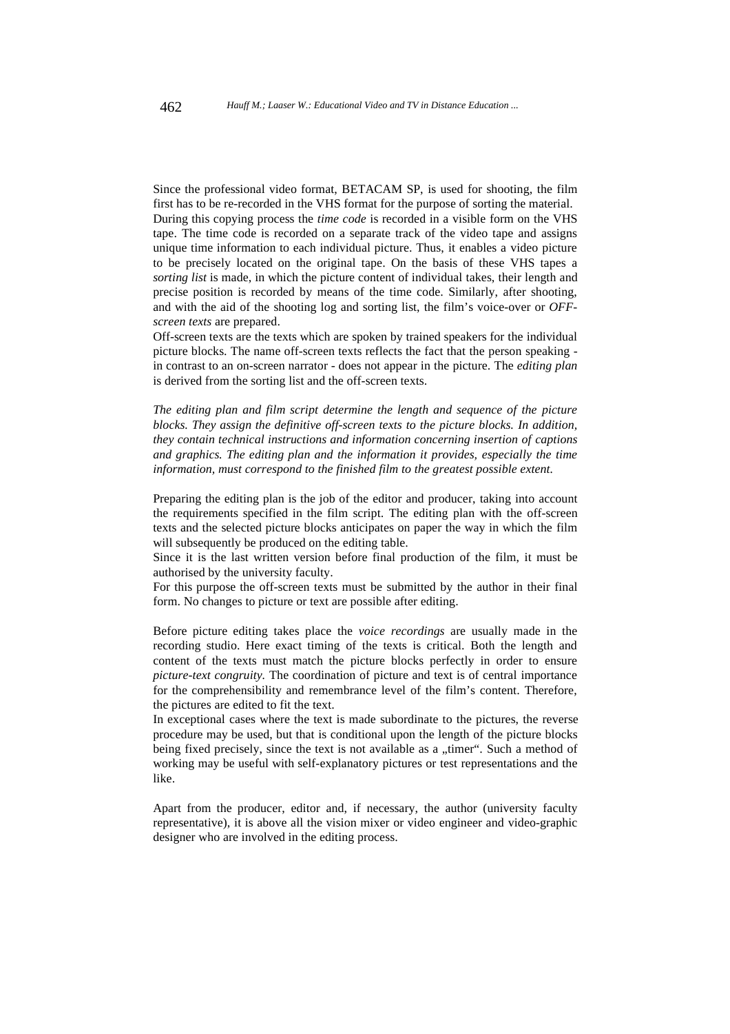Since the professional video format, BETACAM SP, is used for shooting, the film first has to be re-recorded in the VHS format for the purpose of sorting the material.
During this copying process the *time code* is recorded in a visible form on the VHS tape. The time code is recorded on a separate track of the video tape and assigns unique time information to each individual picture. Thus, it enables a video picture to be precisely located on the original tape. On the basis of these VHS tapes a *sorting list* is made, in which the picture content of individual takes, their length and precise position is recorded by means of the time code. Similarly, after shooting, and with the aid of the shooting log and sorting list, the film's voice-over or *OFF-screen texts* are prepared.
Off-screen texts are the texts which are spoken by trained speakers for the individual picture blocks. The name off-screen texts reflects the fact that the person speaking - in contrast to an on-screen narrator - does not appear in the picture. The *editing plan* is derived from the sorting list and the off-screen texts.

*The editing plan and film script determine the length and sequence of the picture blocks. They assign the definitive off-screen texts to the picture blocks. In addition, they contain technical instructions and information concerning insertion of captions and graphics. The editing plan and the information it provides, especially the time information, must correspond to the finished film to the greatest possible extent.*

Preparing the editing plan is the job of the editor and producer, taking into account the requirements specified in the film script. The editing plan with the off-screen texts and the selected picture blocks anticipates on paper the way in which the film will subsequently be produced on the editing table.
Since it is the last written version before final production of the film, it must be authorised by the university faculty.
For this purpose the off-screen texts must be submitted by the author in their final form. No changes to picture or text are possible after editing.

Before picture editing takes place the *voice recordings* are usually made in the recording studio. Here exact timing of the texts is critical. Both the length and content of the texts must match the picture blocks perfectly in order to ensure *picture-text congruity.* The coordination of picture and text is of central importance for the comprehensibility and remembrance level of the film's content. Therefore, the pictures are edited to fit the text.
In exceptional cases where the text is made subordinate to the pictures, the reverse procedure may be used, but that is conditional upon the length of the picture blocks being fixed precisely, since the text is not available as a „timer". Such a method of working may be useful with self-explanatory pictures or test representations and the like.

Apart from the producer, editor and, if necessary, the author (university faculty representative), it is above all the vision mixer or video engineer and video-graphic designer who are involved in the editing process.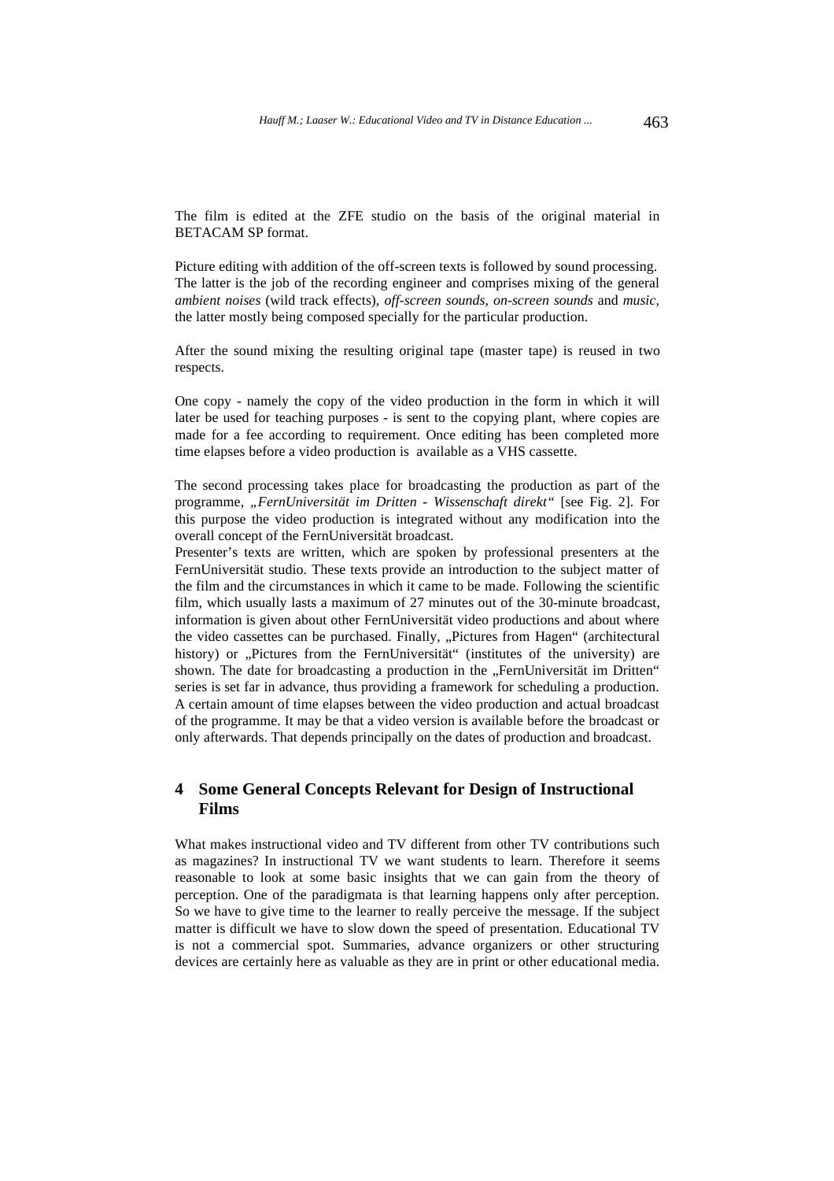The film is edited at the ZFE studio on the basis of the original material in BETACAM SP format.

Picture editing with addition of the off-screen texts is followed by sound processing. The latter is the job of the recording engineer and comprises mixing of the general *ambient noises* (wild track effects), *off-screen sounds, on-screen sounds* and *music,* the latter mostly being composed specially for the particular production.

After the sound mixing the resulting original tape (master tape) is reused in two respects.

One copy - namely the copy of the video production in the form in which it will later be used for teaching purposes - is sent to the copying plant, where copies are made for a fee according to requirement. Once editing has been completed more time elapses before a video production is available as a VHS cassette.

The second processing takes place for broadcasting the production as part of the programme, *„FernUniversität im Dritten - Wissenschaft direkt"* [see Fig. 2]. For this purpose the video production is integrated without any modification into the overall concept of the FernUniversität broadcast.
Presenter's texts are written, which are spoken by professional presenters at the FernUniversität studio. These texts provide an introduction to the subject matter of the film and the circumstances in which it came to be made. Following the scientific film, which usually lasts a maximum of 27 minutes out of the 30-minute broadcast, information is given about other FernUniversität video productions and about where the video cassettes can be purchased. Finally, „Pictures from Hagen" (architectural history) or „Pictures from the FernUniversität" (institutes of the university) are shown. The date for broadcasting a production in the „FernUniversität im Dritten" series is set far in advance, thus providing a framework for scheduling a production. A certain amount of time elapses between the video production and actual broadcast of the programme. It may be that a video version is available before the broadcast or only afterwards. That depends principally on the dates of production and broadcast.

## 4 Some General Concepts Relevant for Design of Instructional Films

What makes instructional video and TV different from other TV contributions such as magazines? In instructional TV we want students to learn. Therefore it seems reasonable to look at some basic insights that we can gain from the theory of perception. One of the paradigmata is that learning happens only after perception. So we have to give time to the learner to really perceive the message. If the subject matter is difficult we have to slow down the speed of presentation. Educational TV is not a commercial spot. Summaries, advance organizers or other structuring devices are certainly here as valuable as they are in print or other educational media.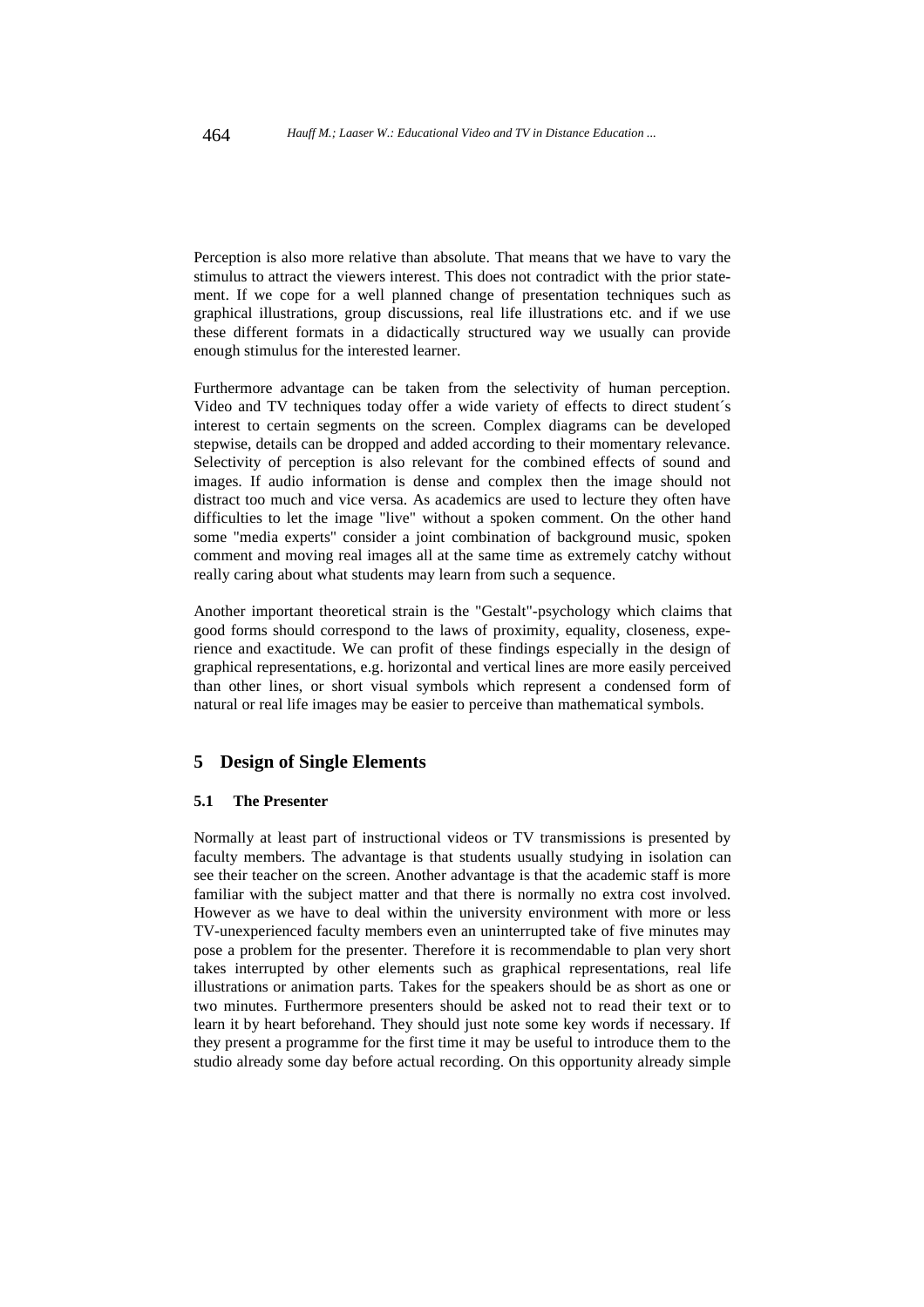Perception is also more relative than absolute. That means that we have to vary the stimulus to attract the viewers interest. This does not contradict with the prior statement. If we cope for a well planned change of presentation techniques such as graphical illustrations, group discussions, real life illustrations etc. and if we use these different formats in a didactically structured way we usually can provide enough stimulus for the interested learner.

Furthermore advantage can be taken from the selectivity of human perception. Video and TV techniques today offer a wide variety of effects to direct student´s interest to certain segments on the screen. Complex diagrams can be developed stepwise, details can be dropped and added according to their momentary relevance. Selectivity of perception is also relevant for the combined effects of sound and images. If audio information is dense and complex then the image should not distract too much and vice versa. As academics are used to lecture they often have difficulties to let the image "live" without a spoken comment. On the other hand some "media experts" consider a joint combination of background music, spoken comment and moving real images all at the same time as extremely catchy without really caring about what students may learn from such a sequence.

Another important theoretical strain is the "Gestalt"-psychology which claims that good forms should correspond to the laws of proximity, equality, closeness, experience and exactitude. We can profit of these findings especially in the design of graphical representations, e.g. horizontal and vertical lines are more easily perceived than other lines, or short visual symbols which represent a condensed form of natural or real life images may be easier to perceive than mathematical symbols.

## 5 Design of Single Elements

### 5.1 The Presenter

Normally at least part of instructional videos or TV transmissions is presented by faculty members. The advantage is that students usually studying in isolation can see their teacher on the screen. Another advantage is that the academic staff is more familiar with the subject matter and that there is normally no extra cost involved. However as we have to deal within the university environment with more or less TV-unexperienced faculty members even an uninterrupted take of five minutes may pose a problem for the presenter. Therefore it is recommendable to plan very short takes interrupted by other elements such as graphical representations, real life illustrations or animation parts. Takes for the speakers should be as short as one or two minutes. Furthermore presenters should be asked not to read their text or to learn it by heart beforehand. They should just note some key words if necessary. If they present a programme for the first time it may be useful to introduce them to the studio already some day before actual recording. On this opportunity already simple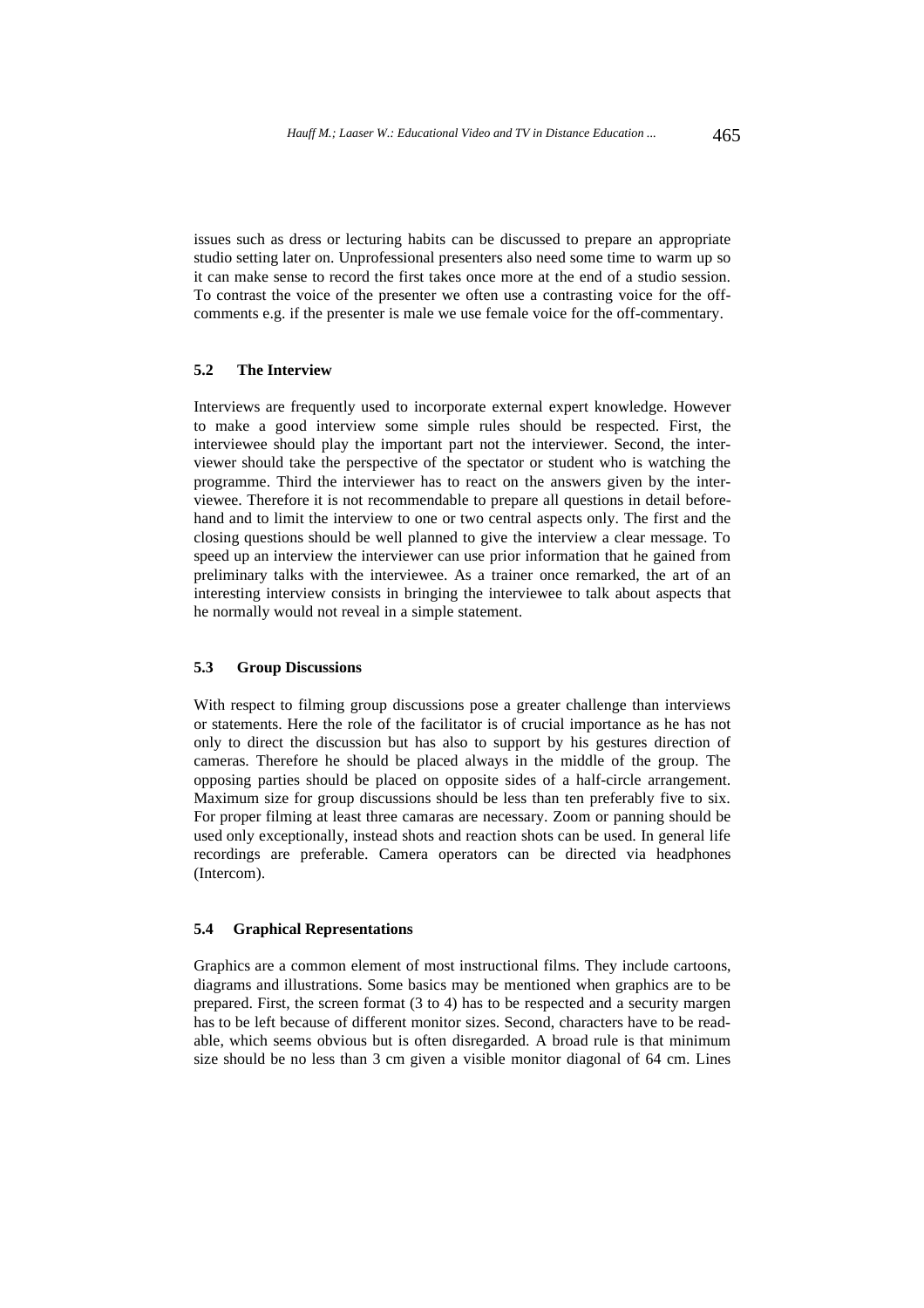issues such as dress or lecturing habits can be discussed to prepare an appropriate studio setting later on. Unprofessional presenters also need some time to warm up so it can make sense to record the first takes once more at the end of a studio session. To contrast the voice of the presenter we often use a contrasting voice for the off-comments e.g. if the presenter is male we use female voice for the off-commentary.

### 5.2 The Interview

Interviews are frequently used to incorporate external expert knowledge. However to make a good interview some simple rules should be respected. First, the interviewee should play the important part not the interviewer. Second, the interviewer should take the perspective of the spectator or student who is watching the programme. Third the interviewer has to react on the answers given by the interviewee. Therefore it is not recommendable to prepare all questions in detail beforehand and to limit the interview to one or two central aspects only. The first and the closing questions should be well planned to give the interview a clear message. To speed up an interview the interviewer can use prior information that he gained from preliminary talks with the interviewee. As a trainer once remarked, the art of an interesting interview consists in bringing the interviewee to talk about aspects that he normally would not reveal in a simple statement.

### 5.3 Group Discussions

With respect to filming group discussions pose a greater challenge than interviews or statements. Here the role of the facilitator is of crucial importance as he has not only to direct the discussion but has also to support by his gestures direction of cameras. Therefore he should be placed always in the middle of the group. The opposing parties should be placed on opposite sides of a half-circle arrangement. Maximum size for group discussions should be less than ten preferably five to six. For proper filming at least three camaras are necessary. Zoom or panning should be used only exceptionally, instead shots and reaction shots can be used. In general life recordings are preferable. Camera operators can be directed via headphones (Intercom).

### 5.4 Graphical Representations

Graphics are a common element of most instructional films. They include cartoons, diagrams and illustrations. Some basics may be mentioned when graphics are to be prepared. First, the screen format (3 to 4) has to be respected and a security margen has to be left because of different monitor sizes. Second, characters have to be readable, which seems obvious but is often disregarded. A broad rule is that minimum size should be no less than 3 cm given a visible monitor diagonal of 64 cm. Lines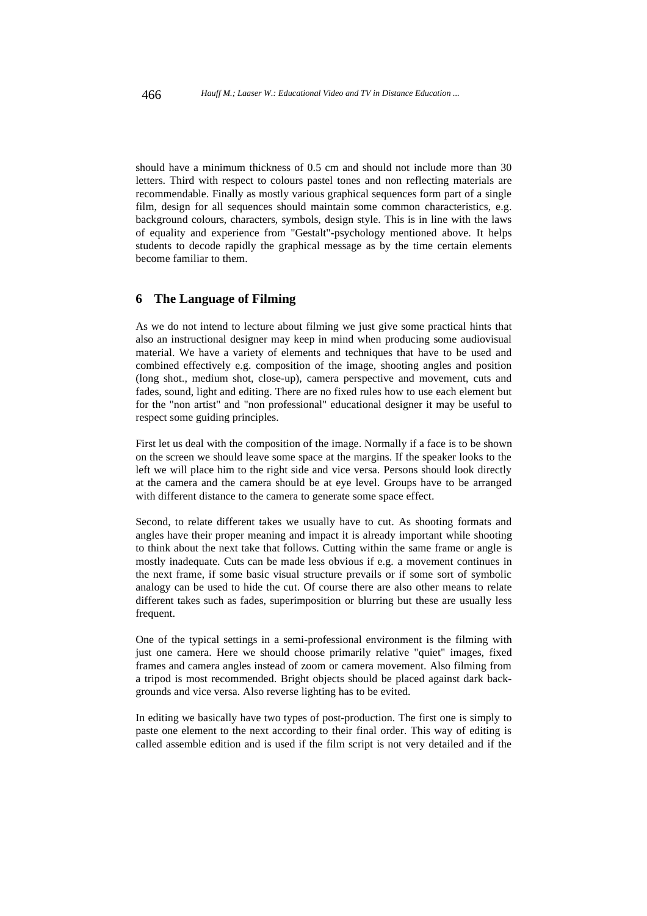should have a minimum thickness of 0.5 cm and should not include more than 30 letters. Third with respect to colours pastel tones and non reflecting materials are recommendable. Finally as mostly various graphical sequences form part of a single film, design for all sequences should maintain some common characteristics, e.g. background colours, characters, symbols, design style. This is in line with the laws of equality and experience from "Gestalt"-psychology mentioned above. It helps students to decode rapidly the graphical message as by the time certain elements become familiar to them.

## 6 The Language of Filming

As we do not intend to lecture about filming we just give some practical hints that also an instructional designer may keep in mind when producing some audiovisual material. We have a variety of elements and techniques that have to be used and combined effectively e.g. composition of the image, shooting angles and position (long shot., medium shot, close-up), camera perspective and movement, cuts and fades, sound, light and editing. There are no fixed rules how to use each element but for the "non artist" and "non professional" educational designer it may be useful to respect some guiding principles.

First let us deal with the composition of the image. Normally if a face is to be shown on the screen we should leave some space at the margins. If the speaker looks to the left we will place him to the right side and vice versa. Persons should look directly at the camera and the camera should be at eye level. Groups have to be arranged with different distance to the camera to generate some space effect.

Second, to relate different takes we usually have to cut. As shooting formats and angles have their proper meaning and impact it is already important while shooting to think about the next take that follows. Cutting within the same frame or angle is mostly inadequate. Cuts can be made less obvious if e.g. a movement continues in the next frame, if some basic visual structure prevails or if some sort of symbolic analogy can be used to hide the cut. Of course there are also other means to relate different takes such as fades, superimposition or blurring but these are usually less frequent.

One of the typical settings in a semi-professional environment is the filming with just one camera. Here we should choose primarily relative "quiet" images, fixed frames and camera angles instead of zoom or camera movement. Also filming from a tripod is most recommended. Bright objects should be placed against dark backgrounds and vice versa. Also reverse lighting has to be evited.

In editing we basically have two types of post-production. The first one is simply to paste one element to the next according to their final order. This way of editing is called assemble edition and is used if the film script is not very detailed and if the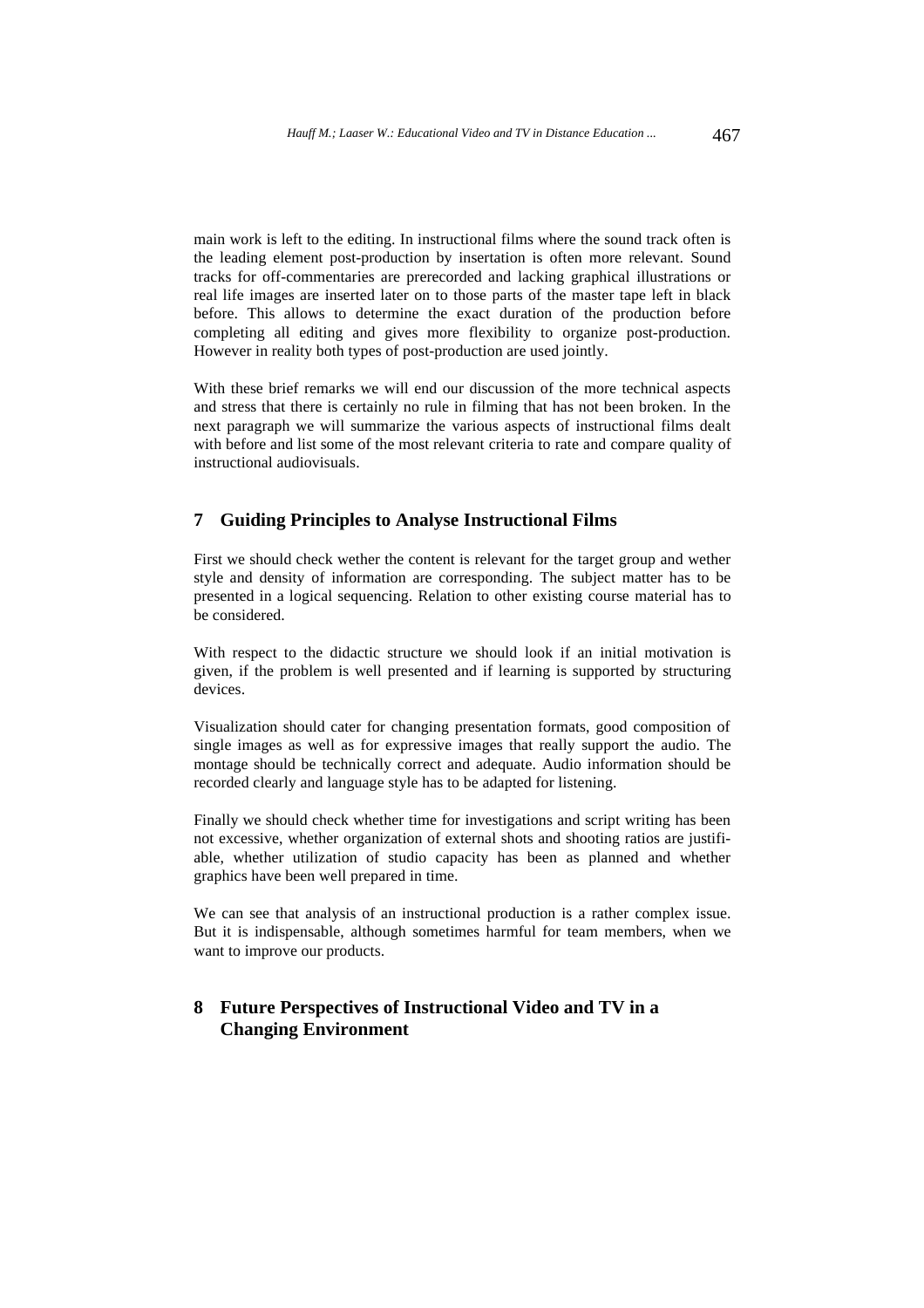main work is left to the editing. In instructional films where the sound track often is the leading element post-production by insertation is often more relevant. Sound tracks for off-commentaries are prerecorded and lacking graphical illustrations or real life images are inserted later on to those parts of the master tape left in black before. This allows to determine the exact duration of the production before completing all editing and gives more flexibility to organize post-production. However in reality both types of post-production are used jointly.

With these brief remarks we will end our discussion of the more technical aspects and stress that there is certainly no rule in filming that has not been broken. In the next paragraph we will summarize the various aspects of instructional films dealt with before and list some of the most relevant criteria to rate and compare quality of instructional audiovisuals.

## 7 Guiding Principles to Analyse Instructional Films

First we should check wether the content is relevant for the target group and wether style and density of information are corresponding. The subject matter has to be presented in a logical sequencing. Relation to other existing course material has to be considered.

With respect to the didactic structure we should look if an initial motivation is given, if the problem is well presented and if learning is supported by structuring devices.

Visualization should cater for changing presentation formats, good composition of single images as well as for expressive images that really support the audio. The montage should be technically correct and adequate. Audio information should be recorded clearly and language style has to be adapted for listening.

Finally we should check whether time for investigations and script writing has been not excessive, whether organization of external shots and shooting ratios are justifiable, whether utilization of studio capacity has been as planned and whether graphics have been well prepared in time.

We can see that analysis of an instructional production is a rather complex issue. But it is indispensable, although sometimes harmful for team members, when we want to improve our products.

## 8 Future Perspectives of Instructional Video and TV in a Changing Environment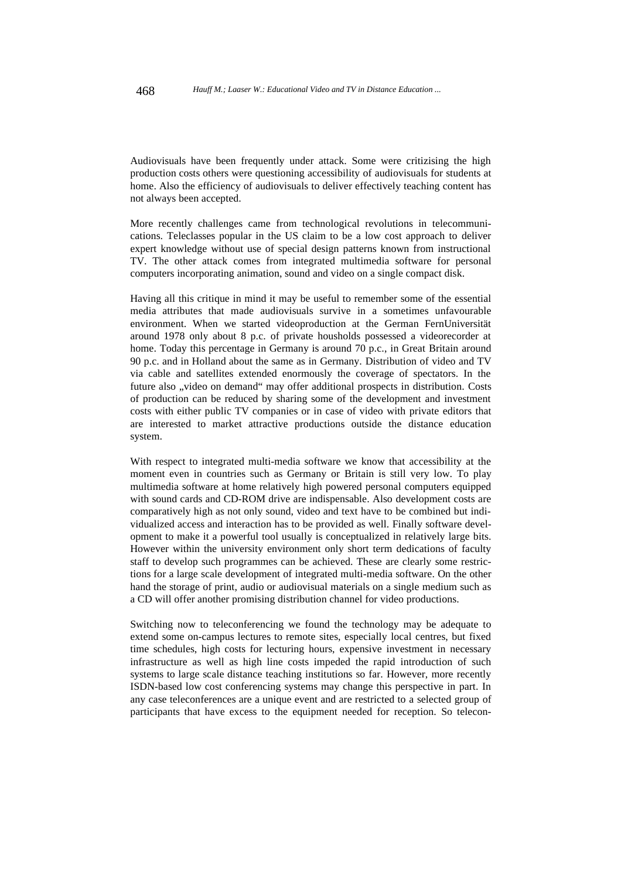Audiovisuals have been frequently under attack. Some were critizising the high production costs others were questioning accessibility of audiovisuals for students at home. Also the efficiency of audiovisuals to deliver effectively teaching content has not always been accepted.

More recently challenges came from technological revolutions in telecommunications. Teleclasses popular in the US claim to be a low cost approach to deliver expert knowledge without use of special design patterns known from instructional TV. The other attack comes from integrated multimedia software for personal computers incorporating animation, sound and video on a single compact disk.

Having all this critique in mind it may be useful to remember some of the essential media attributes that made audiovisuals survive in a sometimes unfavourable environment. When we started videoproduction at the German FernUniversität around 1978 only about 8 p.c. of private housholds possessed a videorecorder at home. Today this percentage in Germany is around 70 p.c., in Great Britain around 90 p.c. and in Holland about the same as in Germany. Distribution of video and TV via cable and satellites extended enormously the coverage of spectators. In the future also „video on demand" may offer additional prospects in distribution. Costs of production can be reduced by sharing some of the development and investment costs with either public TV companies or in case of video with private editors that are interested to market attractive productions outside the distance education system.

With respect to integrated multi-media software we know that accessibility at the moment even in countries such as Germany or Britain is still very low. To play multimedia software at home relatively high powered personal computers equipped with sound cards and CD-ROM drive are indispensable. Also development costs are comparatively high as not only sound, video and text have to be combined but individualized access and interaction has to be provided as well. Finally software development to make it a powerful tool usually is conceptualized in relatively large bits. However within the university environment only short term dedications of faculty staff to develop such programmes can be achieved. These are clearly some restrictions for a large scale development of integrated multi-media software. On the other hand the storage of print, audio or audiovisual materials on a single medium such as a CD will offer another promising distribution channel for video productions.

Switching now to teleconferencing we found the technology may be adequate to extend some on-campus lectures to remote sites, especially local centres, but fixed time schedules, high costs for lecturing hours, expensive investment in necessary infrastructure as well as high line costs impeded the rapid introduction of such systems to large scale distance teaching institutions so far. However, more recently ISDN-based low cost conferencing systems may change this perspective in part. In any case teleconferences are a unique event and are restricted to a selected group of participants that have excess to the equipment needed for reception. So telecon-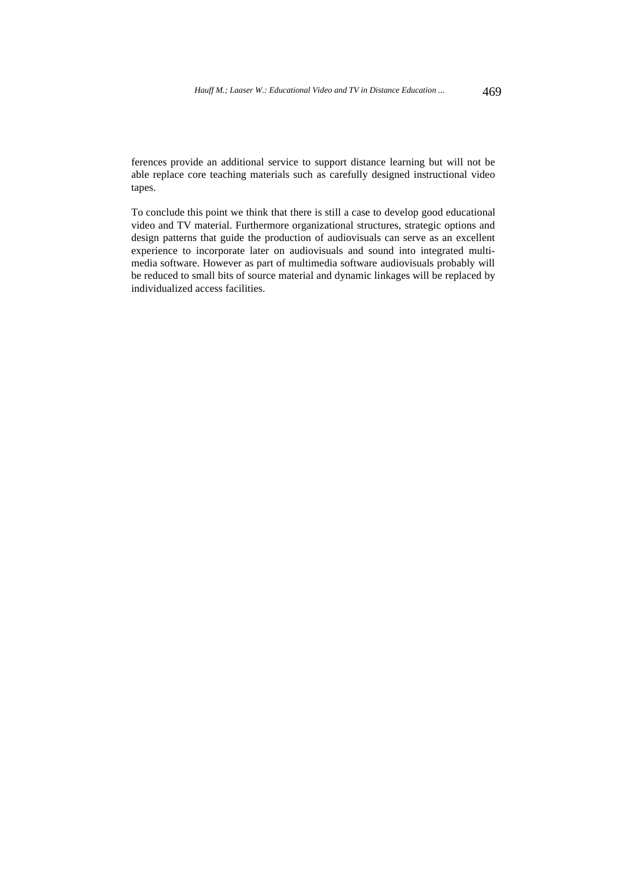ferences provide an additional service to support distance learning but will not be able replace core teaching materials such as carefully designed instructional video tapes.

To conclude this point we think that there is still a case to develop good educational video and TV material. Furthermore organizational structures, strategic options and design patterns that guide the production of audiovisuals can serve as an excellent experience to incorporate later on audiovisuals and sound into integrated multi-media software. However as part of multimedia software audiovisuals probably will be reduced to small bits of source material and dynamic linkages will be replaced by individualized access facilities.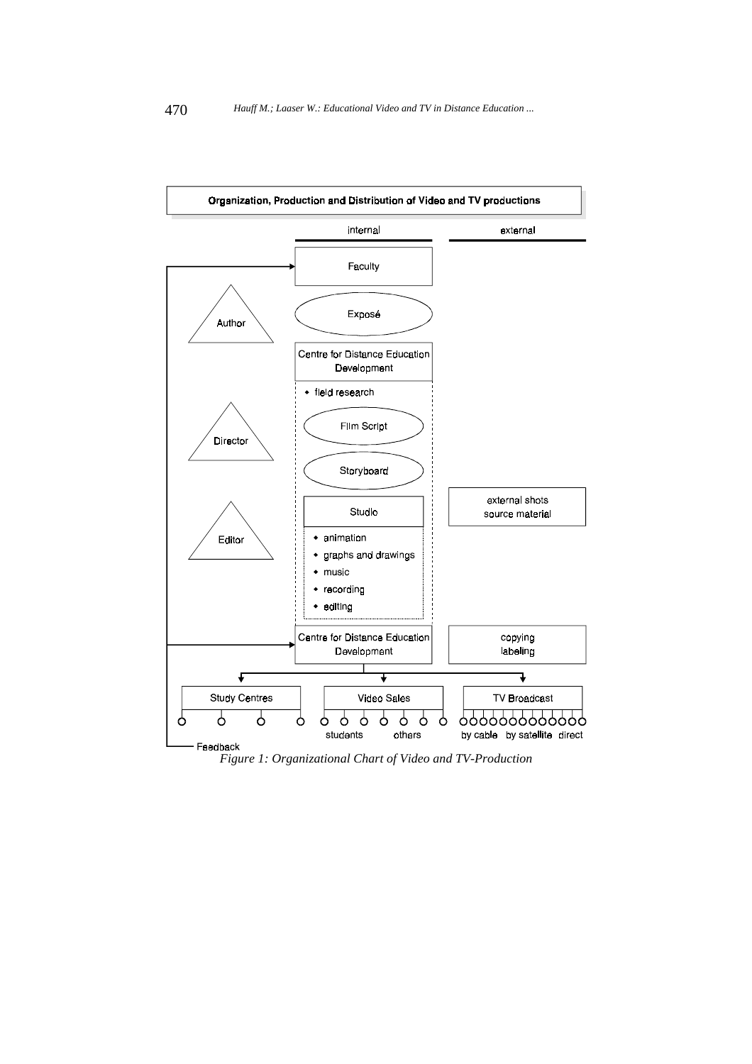*Figure 1: Organizational Chart of Video and TV-Production*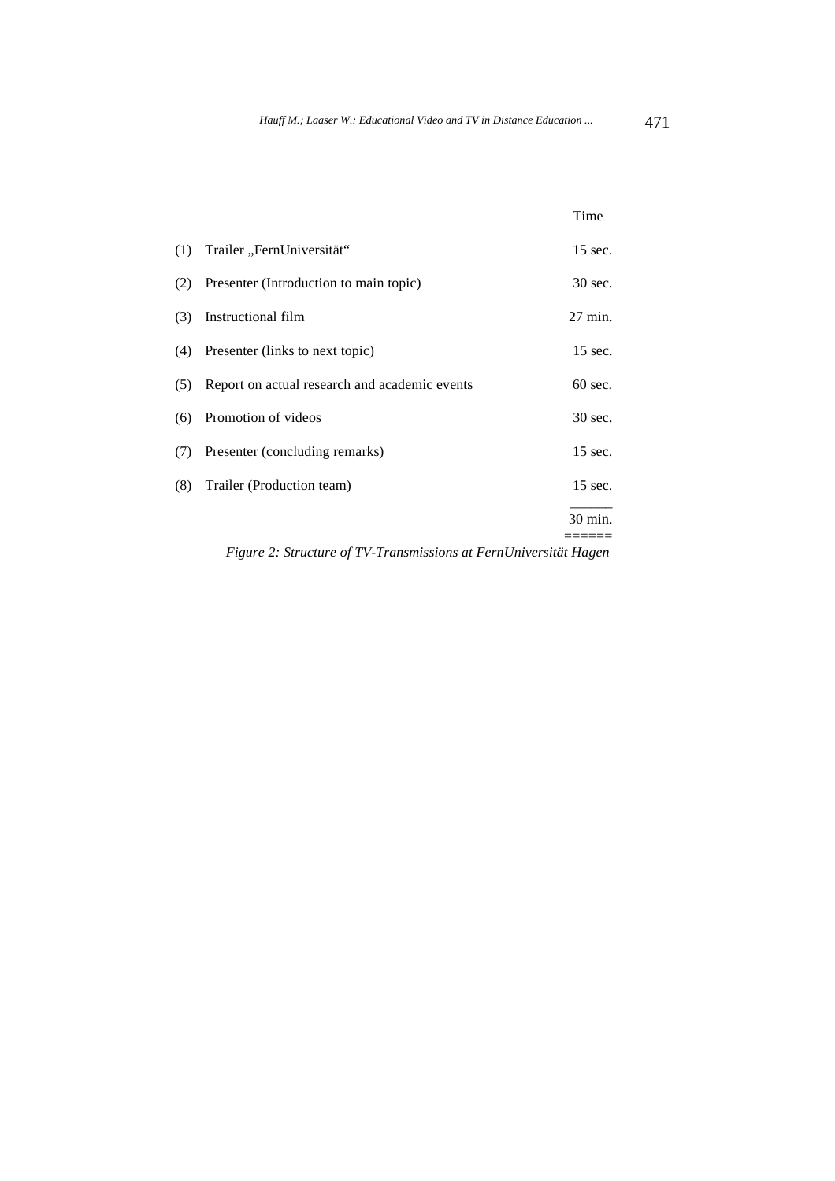| | | Time |
|---|---|---|
| (1) | Trailer „FernUniversität“ | 15 sec. |
| (2) | Presenter (Introduction to main topic) | 30 sec. |
| (3) | Instructional film | 27 min. |
| (4) | Presenter (links to next topic) | 15 sec. |
| (5) | Report on actual research and academic events | 60 sec. |
| (6) | Promotion of videos | 30 sec. |
| (7) | Presenter (concluding remarks) | 15 sec. |
| (8) | Trailer (Production team) | 15 sec. |
| | | 30 min. |

*Figure 2: Structure of TV-Transmissions at FernUniversität Hagen*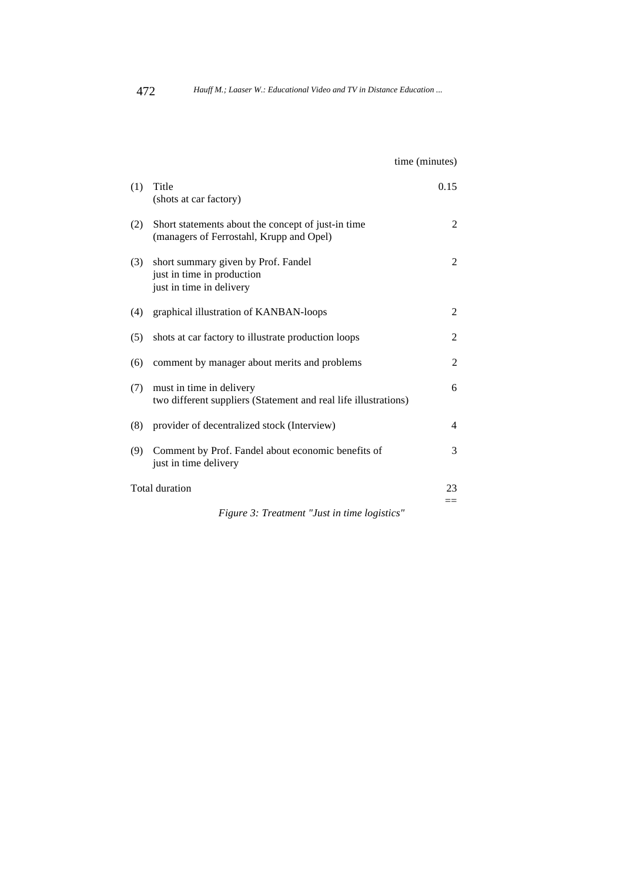| | | time (minutes) |
|---|---|---|
| (1) | Title<br>(shots at car factory) | 0.15 |
| (2) | Short statements about the concept of just-in time<br>(managers of Ferrostahl, Krupp and Opel) | 2 |
| (3) | short summary given by Prof. Fandel<br>just in time in production<br>just in time in delivery | 2 |
| (4) | graphical illustration of KANBAN-loops | 2 |
| (5) | shots at car factory to illustrate production loops | 2 |
| (6) | comment by manager about merits and problems | 2 |
| (7) | must in time in delivery<br>two different suppliers (Statement and real life illustrations) | 6 |
| (8) | provider of decentralized stock (Interview) | 4 |
| (9) | Comment by Prof. Fandel about economic benefits of just in time delivery | 3 |
| Total duration | | 23<br>== |

*Figure 3: Treatment "Just in time logistics"*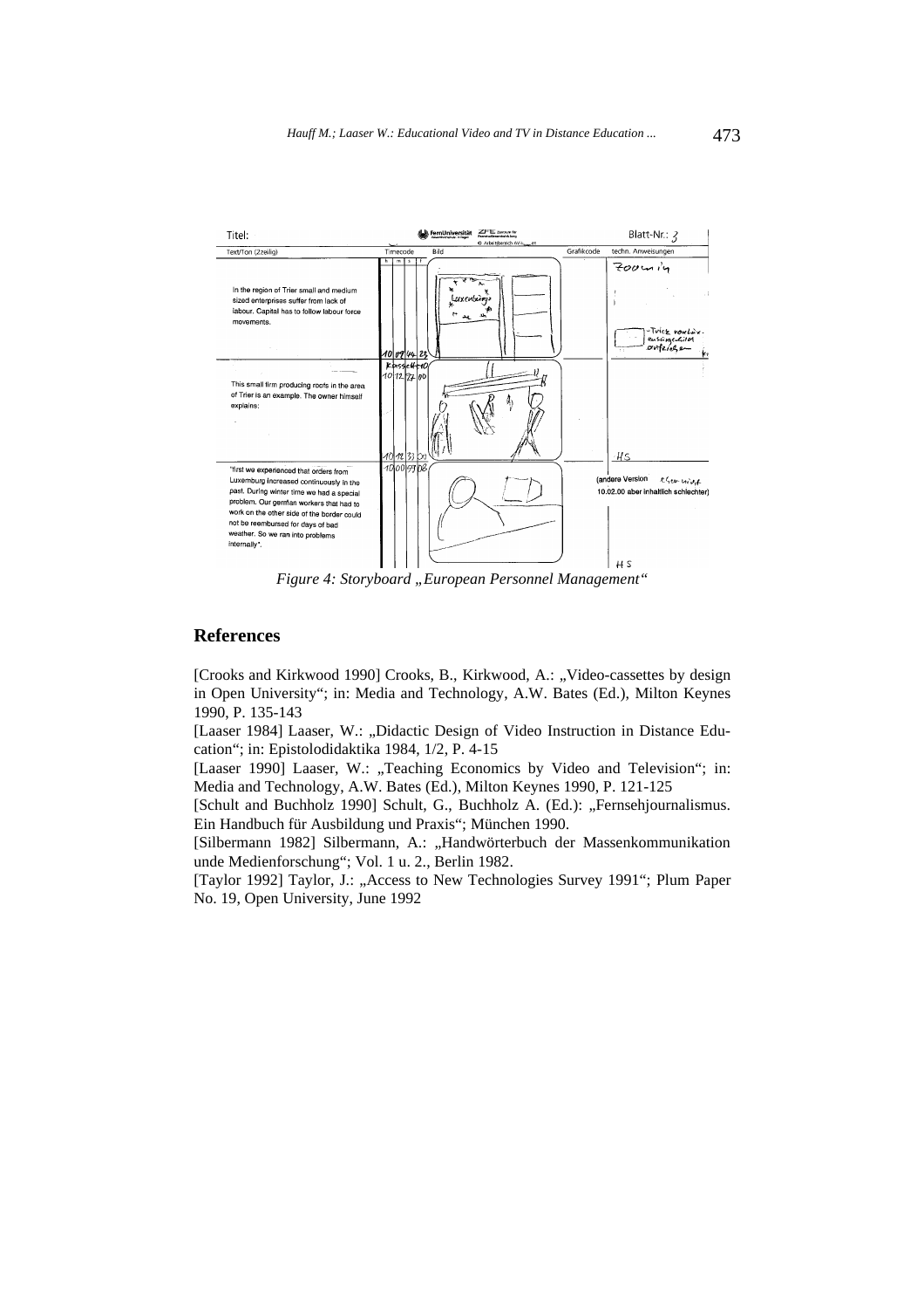*Figure 4: Storyboard „European Personnel Management“*

## References

[Crooks and Kirkwood 1990] Crooks, B., Kirkwood, A.: „Video-cassettes by design in Open University“; in: Media and Technology, A.W. Bates (Ed.), Milton Keynes 1990, P. 135-143

[Laaser 1984] Laaser, W.: „Didactic Design of Video Instruction in Distance Education“; in: Epistolodidaktika 1984, 1/2, P. 4-15

[Laaser 1990] Laaser, W.: „Teaching Economics by Video and Television“; in: Media and Technology, A.W. Bates (Ed.), Milton Keynes 1990, P. 121-125

[Schult and Buchholz 1990] Schult, G., Buchholz A. (Ed.): „Fernsehjournalismus. Ein Handbuch für Ausbildung und Praxis“; München 1990.

[Silbermann 1982] Silbermann, A.: „Handwörterbuch der Massenkommunikation unde Medienforschung“; Vol. 1 u. 2., Berlin 1982.

[Taylor 1992] Taylor, J.: „Access to New Technologies Survey 1991“; Plum Paper No. 19, Open University, June 1992